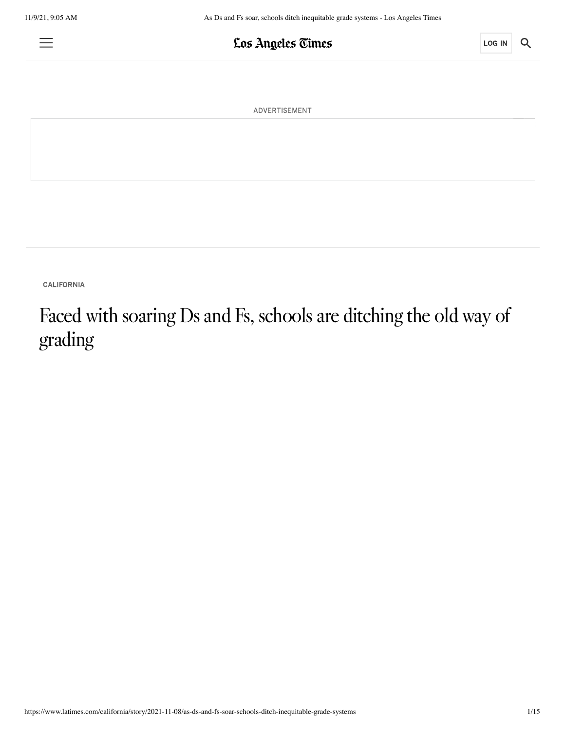CALIFORNIA

# Faced with soaring Ds and Fs, schools are ditching the old way of grading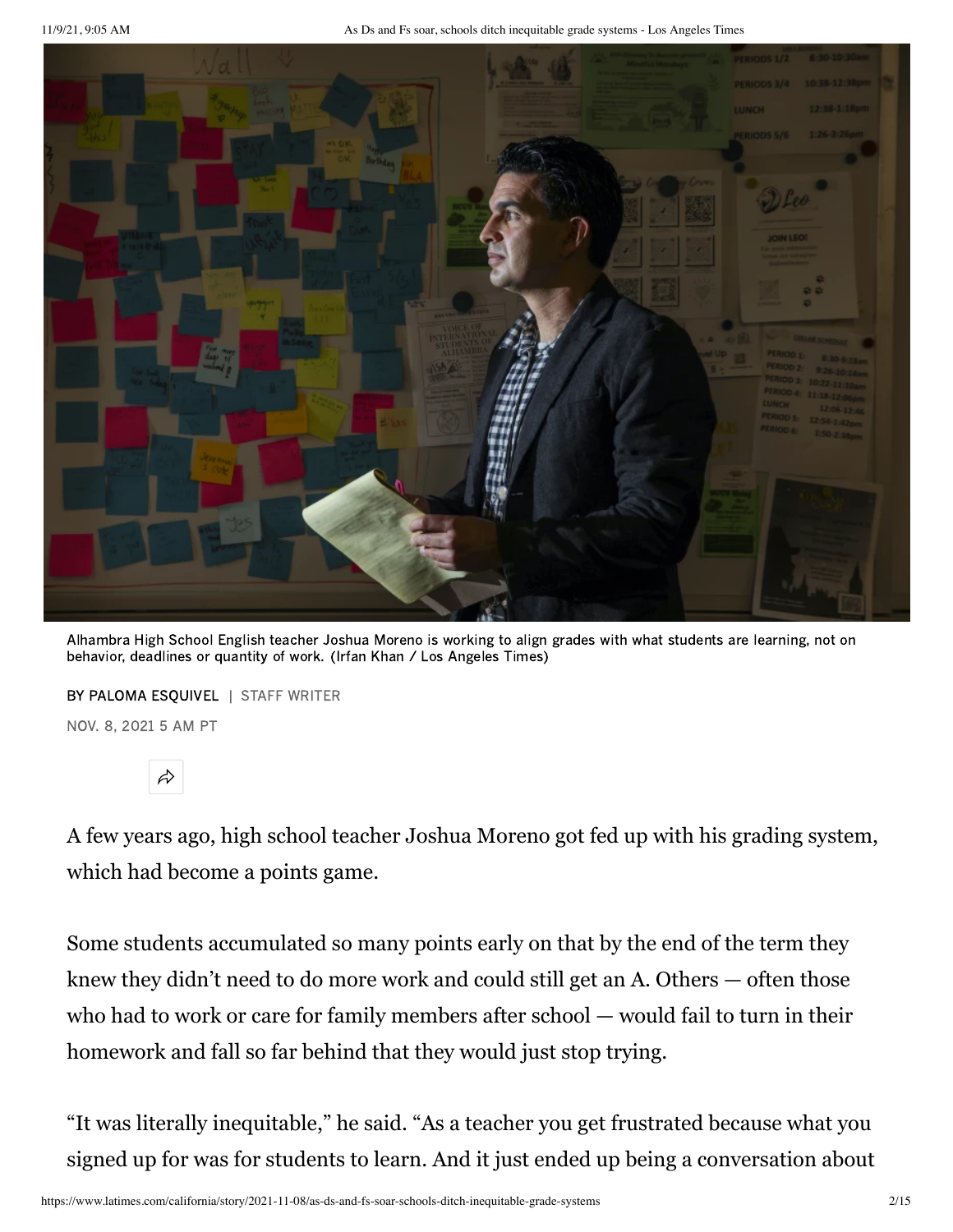Alhambra High School English teacher Joshua Moreno is working to align grades with what students are learning, not on behavior, deadlines or quantity of work. (Irfan Khan / Los Angeles Times)

BY PALOMA ESQUIVEL | STAFF WRITER

NOV. 8, 2021 5 AM PT

A few years ago, high school teacher Joshua Moreno got fed up with his grading system, which had become a points game.

Some students accumulated so many points early on that by the end of the term they knew they didn't need to do more work and could still get an A. Others — often those who had to work or care for family members after school — would fail to turn in their homework and fall so far behind that they would just stop trying.

"It was literally inequitable," he said. "As a teacher you get frustrated because what you signed up for was for students to learn. And it just ended up being a conversation about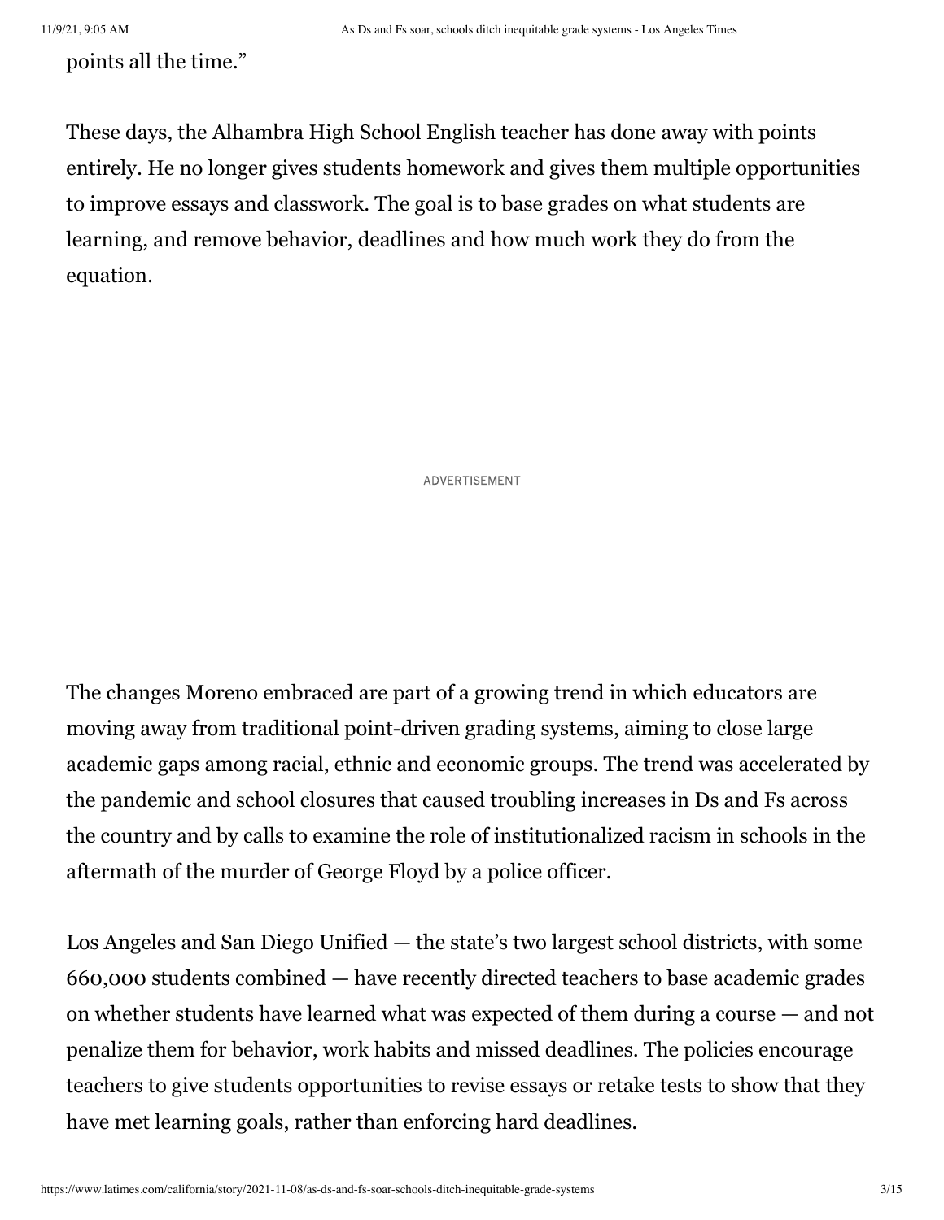points all the time."

These days, the Alhambra High School English teacher has done away with points entirely. He no longer gives students homework and gives them multiple opportunities to improve essays and classwork. The goal is to base grades on what students are learning, and remove behavior, deadlines and how much work they do from the equation.

ADVERTISEMENT

The changes Moreno embraced are part of a growing trend in which educators are moving away from traditional point-driven grading systems, aiming to close large academic gaps among racial, ethnic and economic groups. The trend was accelerated by the pandemic and school closures that caused troubling increases in Ds and Fs across the country and by calls to examine the role of institutionalized racism in schools in the aftermath of the murder of George Floyd by a police officer.

Los Angeles and San Diego Unified — the state's two largest school districts, with some 660,000 students combined — have recently directed teachers to base academic grades on whether students have learned what was expected of them during a course — and not penalize them for behavior, work habits and missed deadlines. The policies encourage teachers to give students opportunities to revise essays or retake tests to show that they have met learning goals, rather than enforcing hard deadlines.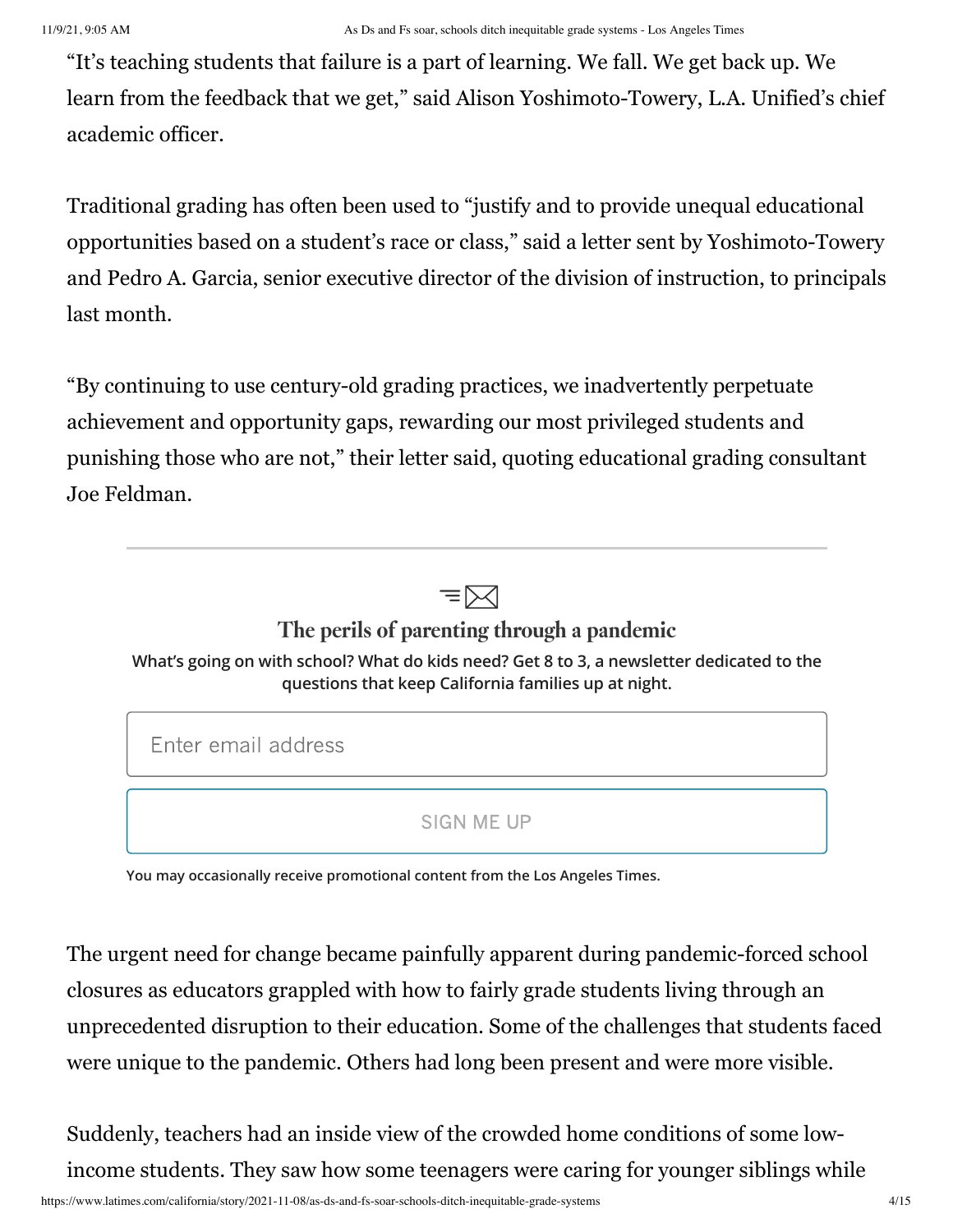"It's teaching students that failure is a part of learning. We fall. We get back up. We learn from the feedback that we get," said Alison Yoshimoto-Towery, L.A. Unified's chief academic officer.

Traditional grading has often been used to "justify and to provide unequal educational opportunities based on a student's race or class," said a letter sent by Yoshimoto-Towery and Pedro A. Garcia, senior executive director of the division of instruction, to principals last month.

"By continuing to use century-old grading practices, we inadvertently perpetuate achievement and opportunity gaps, rewarding our most privileged students and punishing those who are not," their letter said, quoting educational grading consultant Joe Feldman.

**The perils of parenting through a pandemic**

**What's going on with school? What do kids need? Get 8 to 3, a newsletter dedicated to the questions that keep California families up at night.**

Enter email address

SIGN ME UP

**You may occasionally receive promotional content from the Los Angeles Times.**

The urgent need for change became painfully apparent during pandemic-forced school closures as educators grappled with how to fairly grade students living through an unprecedented disruption to their education. Some of the challenges that students faced were unique to the pandemic. Others had long been present and were more visible.

Suddenly, teachers had an inside view of the crowded home conditions of some low-income students. They saw how some teenagers were caring for younger siblings while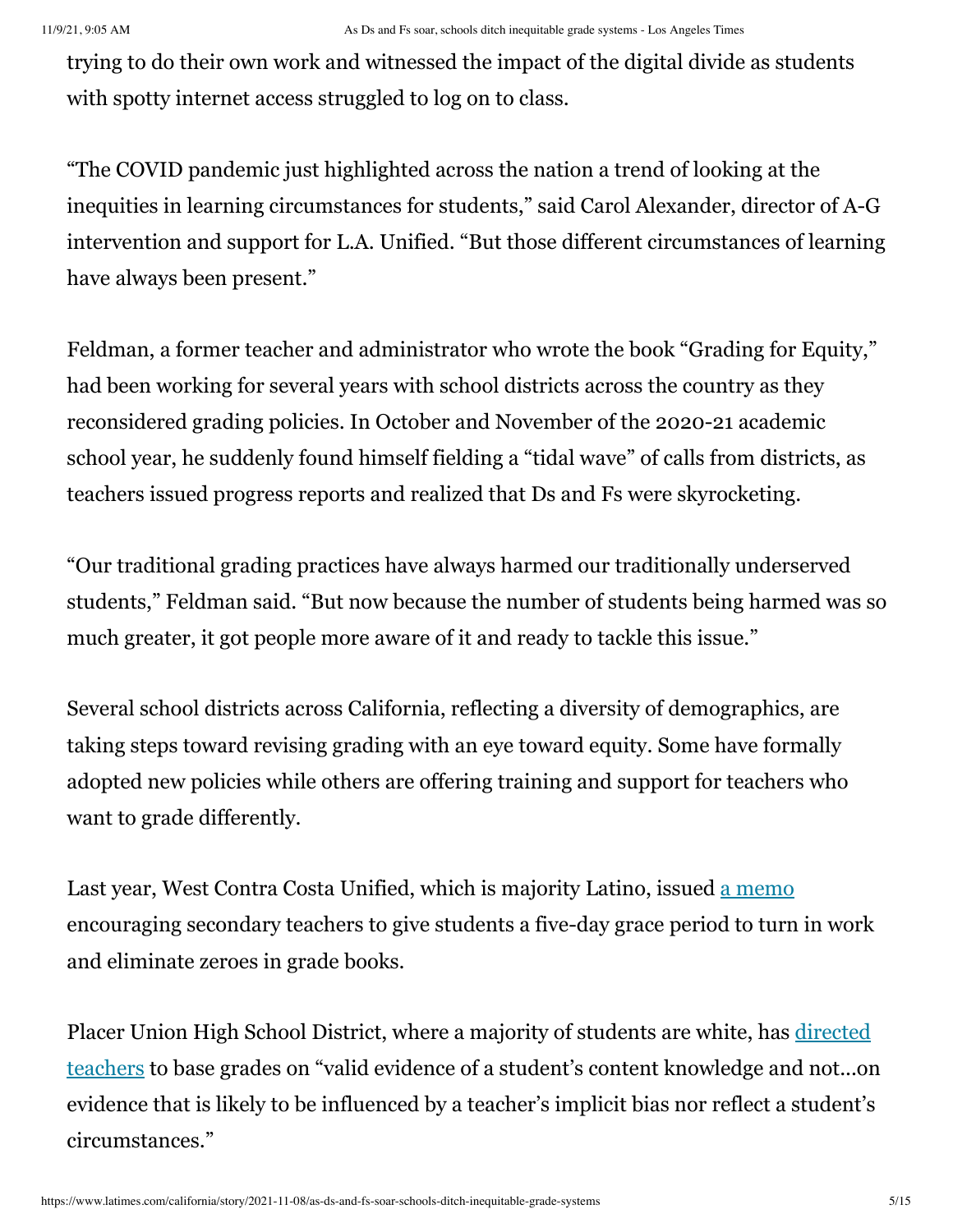trying to do their own work and witnessed the impact of the digital divide as students with spotty internet access struggled to log on to class.

"The COVID pandemic just highlighted across the nation a trend of looking at the inequities in learning circumstances for students," said Carol Alexander, director of A-G intervention and support for L.A. Unified. "But those different circumstances of learning have always been present."

Feldman, a former teacher and administrator who wrote the book "Grading for Equity," had been working for several years with school districts across the country as they reconsidered grading policies. In October and November of the 2020-21 academic school year, he suddenly found himself fielding a "tidal wave" of calls from districts, as teachers issued progress reports and realized that Ds and Fs were skyrocketing.

"Our traditional grading practices have always harmed our traditionally underserved students," Feldman said. "But now because the number of students being harmed was so much greater, it got people more aware of it and ready to tackle this issue."

Several school districts across California, reflecting a diversity of demographics, are taking steps toward revising grading with an eye toward equity. Some have formally adopted new policies while others are offering training and support for teachers who want to grade differently.

Last year, West Contra Costa Unified, which is majority Latino, issued [a memo] encouraging secondary teachers to give students a five-day grace period to turn in work and eliminate zeroes in grade books.

Placer Union High School District, where a majority of students are white, has [directed teachers] to base grades on "valid evidence of a student's content knowledge and not...on evidence that is likely to be influenced by a teacher's implicit bias nor reflect a student's circumstances."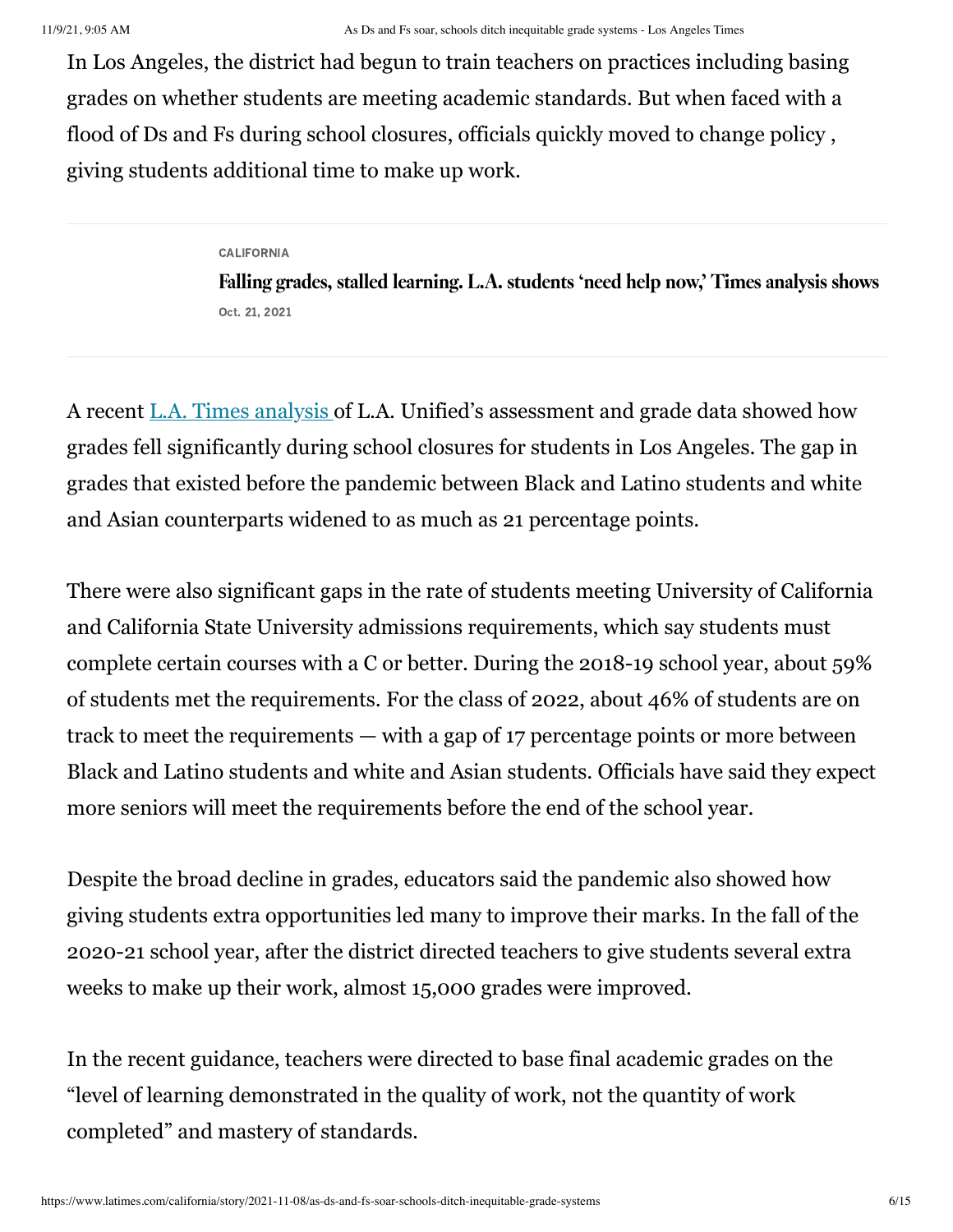In Los Angeles, the district had begun to train teachers on practices including basing grades on whether students are meeting academic standards. But when faced with a flood of Ds and Fs during school closures, officials quickly moved to change policy , giving students additional time to make up work.

CALIFORNIA

**Falling grades, stalled learning. L.A. students 'need help now,' Times analysis shows**

Oct. 21, 2021

A recent [L.A. Times analysis](https://www.latimes.com) of L.A. Unified's assessment and grade data showed how grades fell significantly during school closures for students in Los Angeles. The gap in grades that existed before the pandemic between Black and Latino students and white and Asian counterparts widened to as much as 21 percentage points.

There were also significant gaps in the rate of students meeting University of California and California State University admissions requirements, which say students must complete certain courses with a C or better. During the 2018-19 school year, about 59% of students met the requirements. For the class of 2022, about 46% of students are on track to meet the requirements — with a gap of 17 percentage points or more between Black and Latino students and white and Asian students. Officials have said they expect more seniors will meet the requirements before the end of the school year.

Despite the broad decline in grades, educators said the pandemic also showed how giving students extra opportunities led many to improve their marks. In the fall of the 2020-21 school year, after the district directed teachers to give students several extra weeks to make up their work, almost 15,000 grades were improved.

In the recent guidance, teachers were directed to base final academic grades on the "level of learning demonstrated in the quality of work, not the quantity of work completed" and mastery of standards.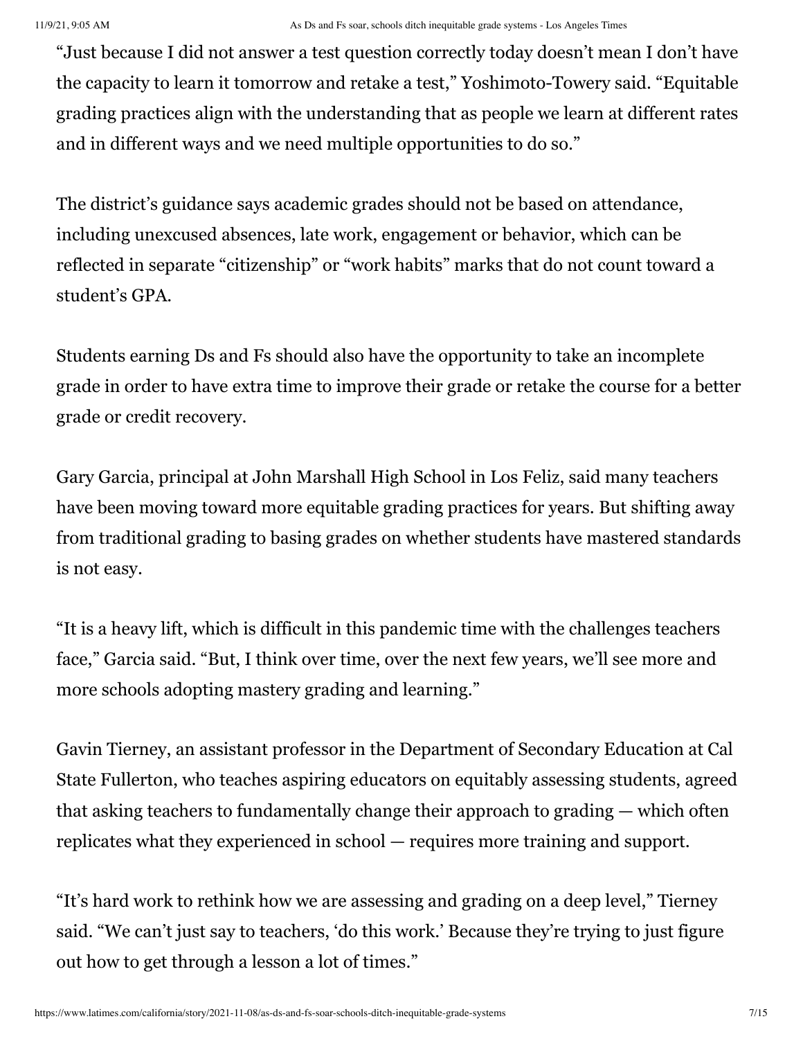"Just because I did not answer a test question correctly today doesn't mean I don't have the capacity to learn it tomorrow and retake a test," Yoshimoto-Towery said. "Equitable grading practices align with the understanding that as people we learn at different rates and in different ways and we need multiple opportunities to do so."

The district's guidance says academic grades should not be based on attendance, including unexcused absences, late work, engagement or behavior, which can be reflected in separate "citizenship" or "work habits" marks that do not count toward a student's GPA.

Students earning Ds and Fs should also have the opportunity to take an incomplete grade in order to have extra time to improve their grade or retake the course for a better grade or credit recovery.

Gary Garcia, principal at John Marshall High School in Los Feliz, said many teachers have been moving toward more equitable grading practices for years. But shifting away from traditional grading to basing grades on whether students have mastered standards is not easy.

"It is a heavy lift, which is difficult in this pandemic time with the challenges teachers face," Garcia said. "But, I think over time, over the next few years, we'll see more and more schools adopting mastery grading and learning."

Gavin Tierney, an assistant professor in the Department of Secondary Education at Cal State Fullerton, who teaches aspiring educators on equitably assessing students, agreed that asking teachers to fundamentally change their approach to grading — which often replicates what they experienced in school — requires more training and support.

"It's hard work to rethink how we are assessing and grading on a deep level," Tierney said. "We can't just say to teachers, 'do this work.' Because they're trying to just figure out how to get through a lesson a lot of times."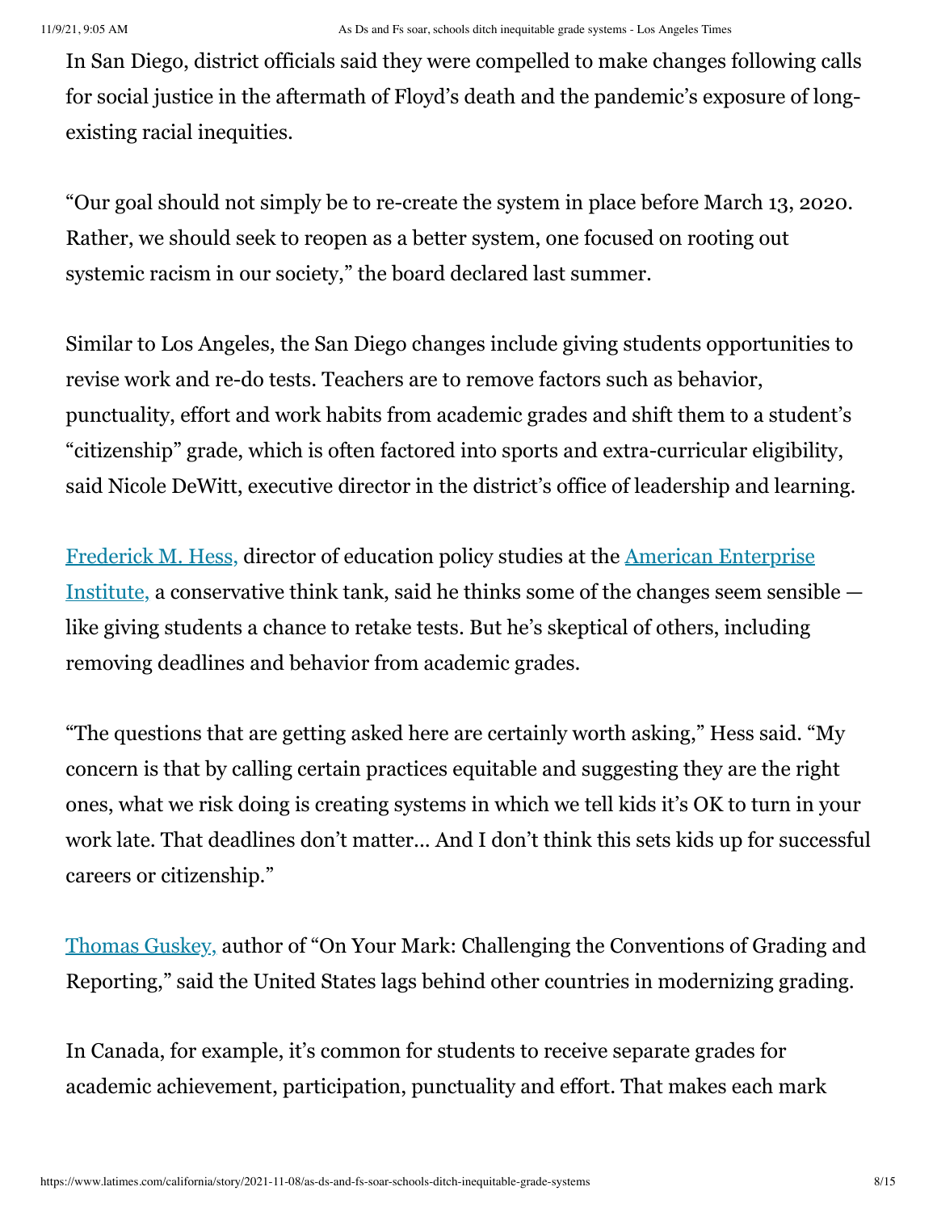In San Diego, district officials said they were compelled to make changes following calls for social justice in the aftermath of Floyd's death and the pandemic's exposure of long-existing racial inequities.

"Our goal should not simply be to re-create the system in place before March 13, 2020. Rather, we should seek to reopen as a better system, one focused on rooting out systemic racism in our society," the board declared last summer.

Similar to Los Angeles, the San Diego changes include giving students opportunities to revise work and re-do tests. Teachers are to remove factors such as behavior, punctuality, effort and work habits from academic grades and shift them to a student's "citizenship" grade, which is often factored into sports and extra-curricular eligibility, said Nicole DeWitt, executive director in the district's office of leadership and learning.

Frederick M. Hess, director of education policy studies at the American Enterprise Institute, a conservative think tank, said he thinks some of the changes seem sensible — like giving students a chance to retake tests. But he's skeptical of others, including removing deadlines and behavior from academic grades.

"The questions that are getting asked here are certainly worth asking," Hess said. "My concern is that by calling certain practices equitable and suggesting they are the right ones, what we risk doing is creating systems in which we tell kids it's OK to turn in your work late. That deadlines don't matter… And I don't think this sets kids up for successful careers or citizenship."

Thomas Guskey, author of "On Your Mark: Challenging the Conventions of Grading and Reporting," said the United States lags behind other countries in modernizing grading.

In Canada, for example, it's common for students to receive separate grades for academic achievement, participation, punctuality and effort. That makes each mark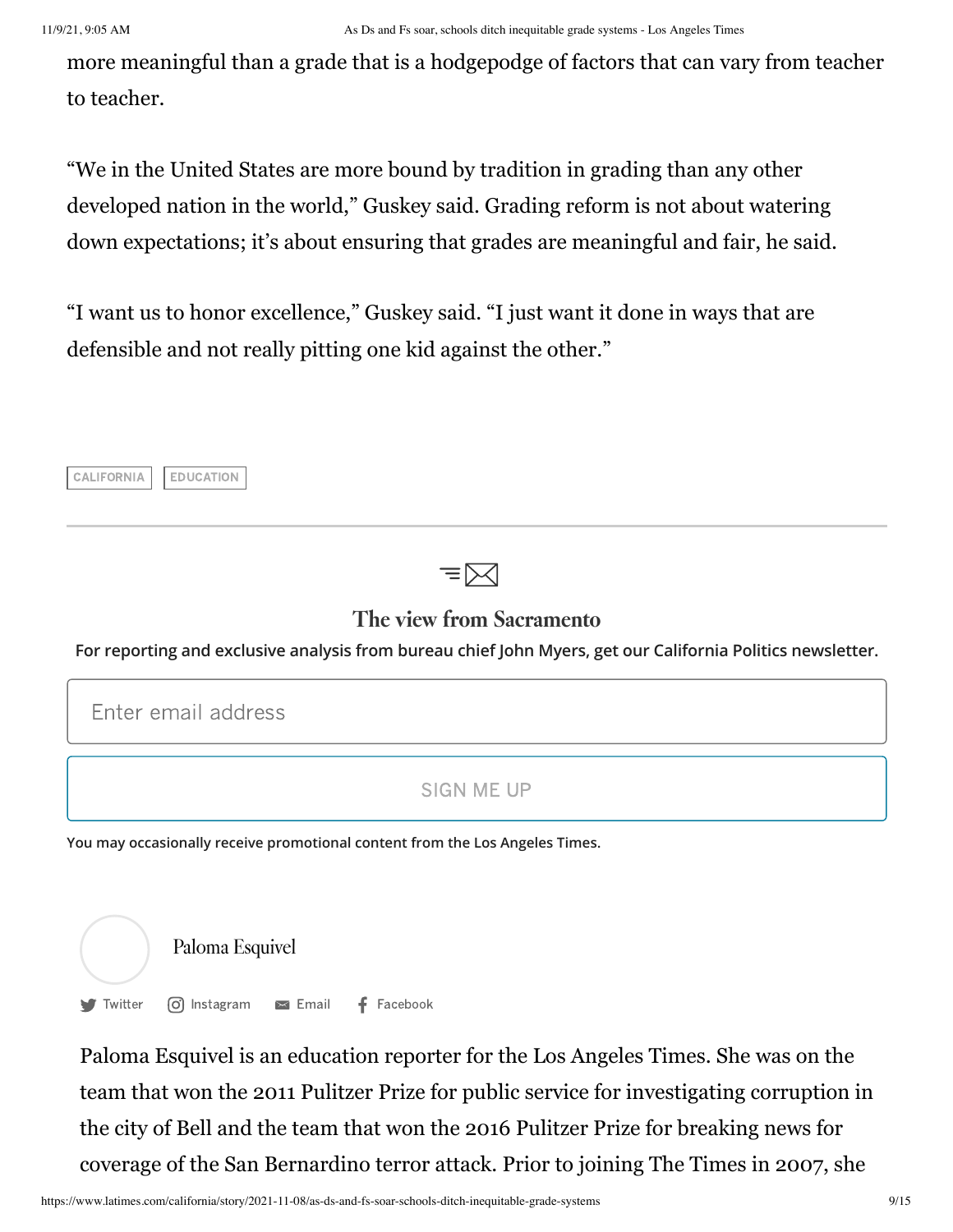more meaningful than a grade that is a hodgepodge of factors that can vary from teacher to teacher.

"We in the United States are more bound by tradition in grading than any other developed nation in the world," Guskey said. Grading reform is not about watering down expectations; it's about ensuring that grades are meaningful and fair, he said.

"I want us to honor excellence," Guskey said. "I just want it done in ways that are defensible and not really pitting one kid against the other."

CALIFORNIA EDUCATION

## The view from Sacramento

**For reporting and exclusive analysis from bureau chief John Myers, get our California Politics newsletter.**

Enter email address

SIGN ME UP

**You may occasionally receive promotional content from the Los Angeles Times.**

Paloma Esquivel

Twitter Instagram Email Facebook

Paloma Esquivel is an education reporter for the Los Angeles Times. She was on the team that won the 2011 Pulitzer Prize for public service for investigating corruption in the city of Bell and the team that won the 2016 Pulitzer Prize for breaking news for coverage of the San Bernardino terror attack. Prior to joining The Times in 2007, she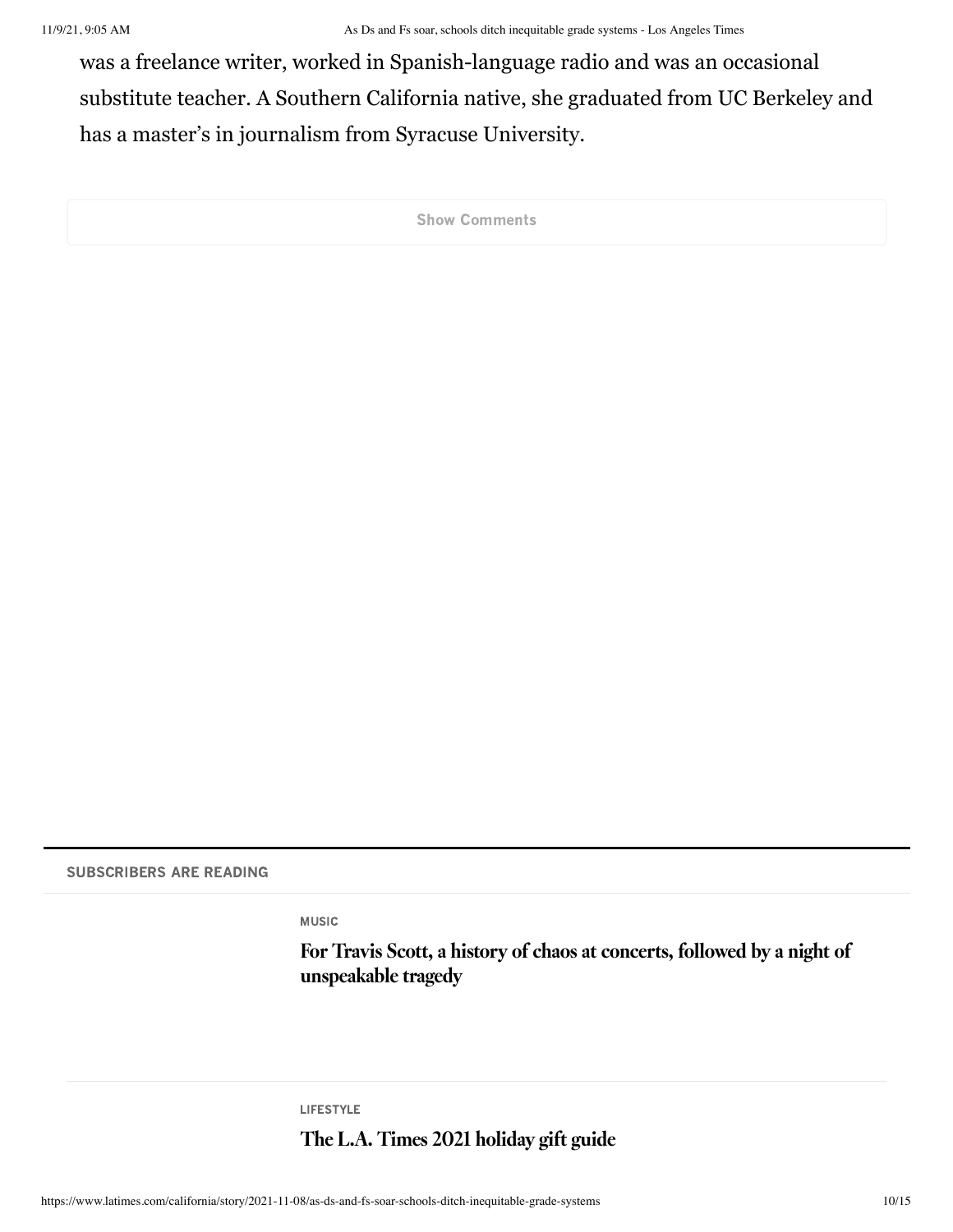was a freelance writer, worked in Spanish-language radio and was an occasional substitute teacher. A Southern California native, she graduated from UC Berkeley and has a master's in journalism from Syracuse University.

Show Comments

**SUBSCRIBERS ARE READING**

MUSIC

**For Travis Scott, a history of chaos at concerts, followed by a night of unspeakable tragedy**

LIFESTYLE

**The L.A. Times 2021 holiday gift guide**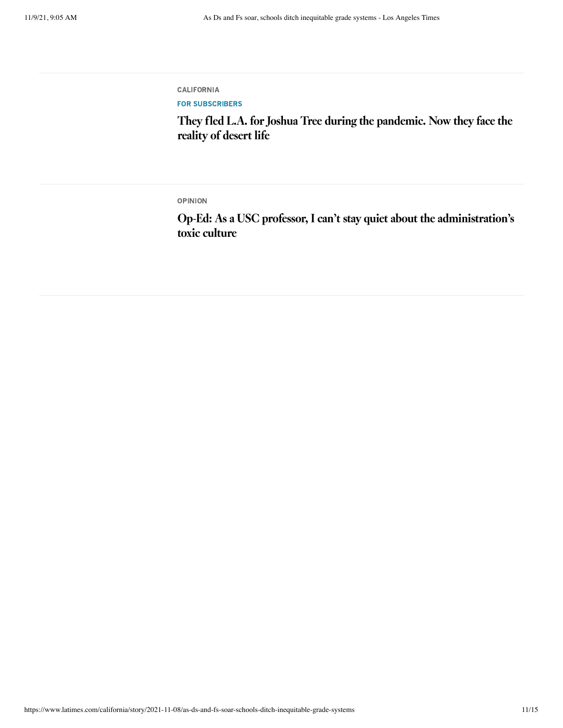---

CALIFORNIA

FOR SUBSCRIBERS

### They fled L.A. for Joshua Tree during the pandemic. Now they face the reality of desert life

---

OPINION

### Op-Ed: As a USC professor, I can't stay quiet about the administration's toxic culture

---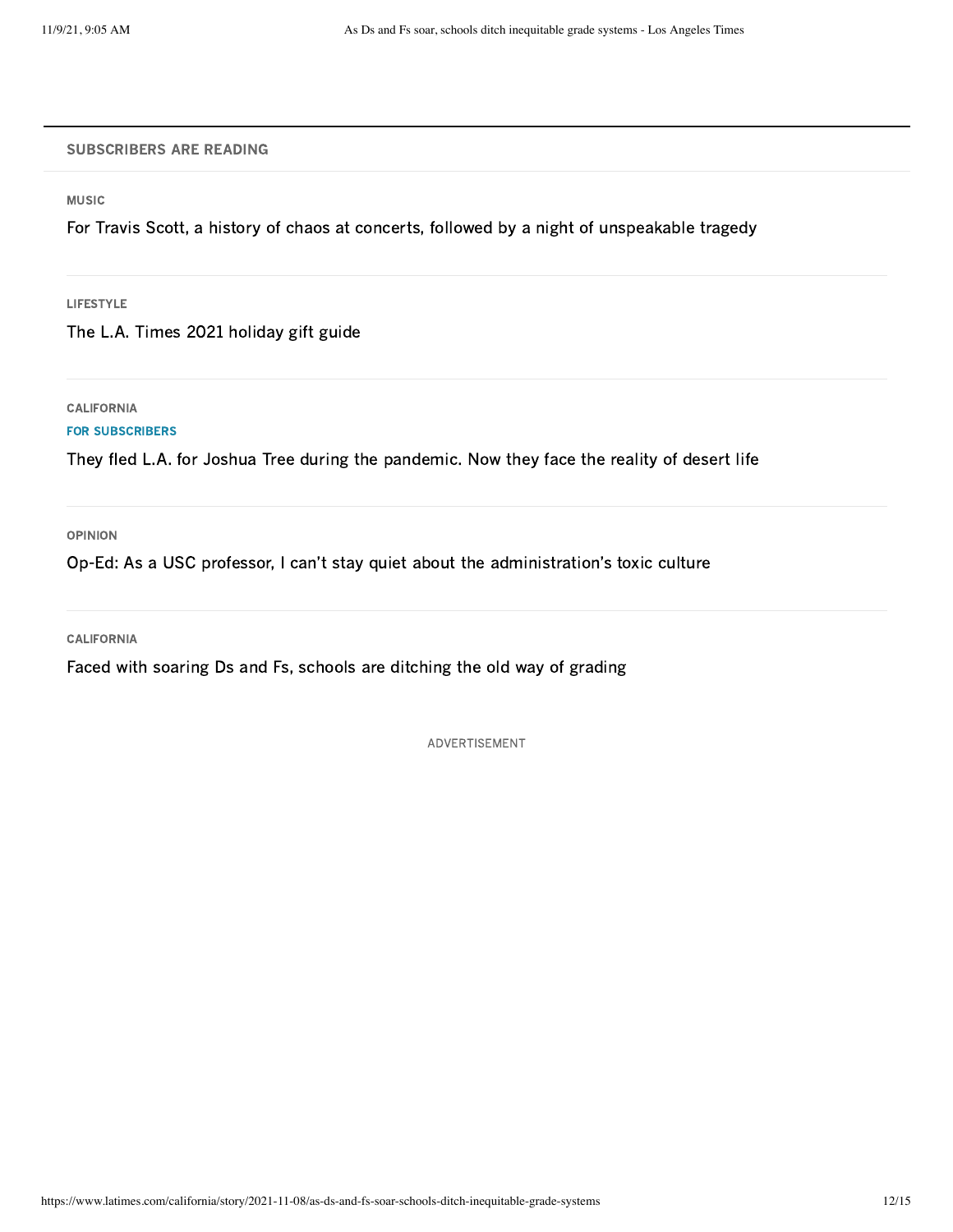SUBSCRIBERS ARE READING

MUSIC

For Travis Scott, a history of chaos at concerts, followed by a night of unspeakable tragedy

LIFESTYLE

The L.A. Times 2021 holiday gift guide

CALIFORNIA

FOR SUBSCRIBERS

They fled L.A. for Joshua Tree during the pandemic. Now they face the reality of desert life

OPINION

Op-Ed: As a USC professor, I can't stay quiet about the administration's toxic culture

CALIFORNIA

Faced with soaring Ds and Fs, schools are ditching the old way of grading

ADVERTISEMENT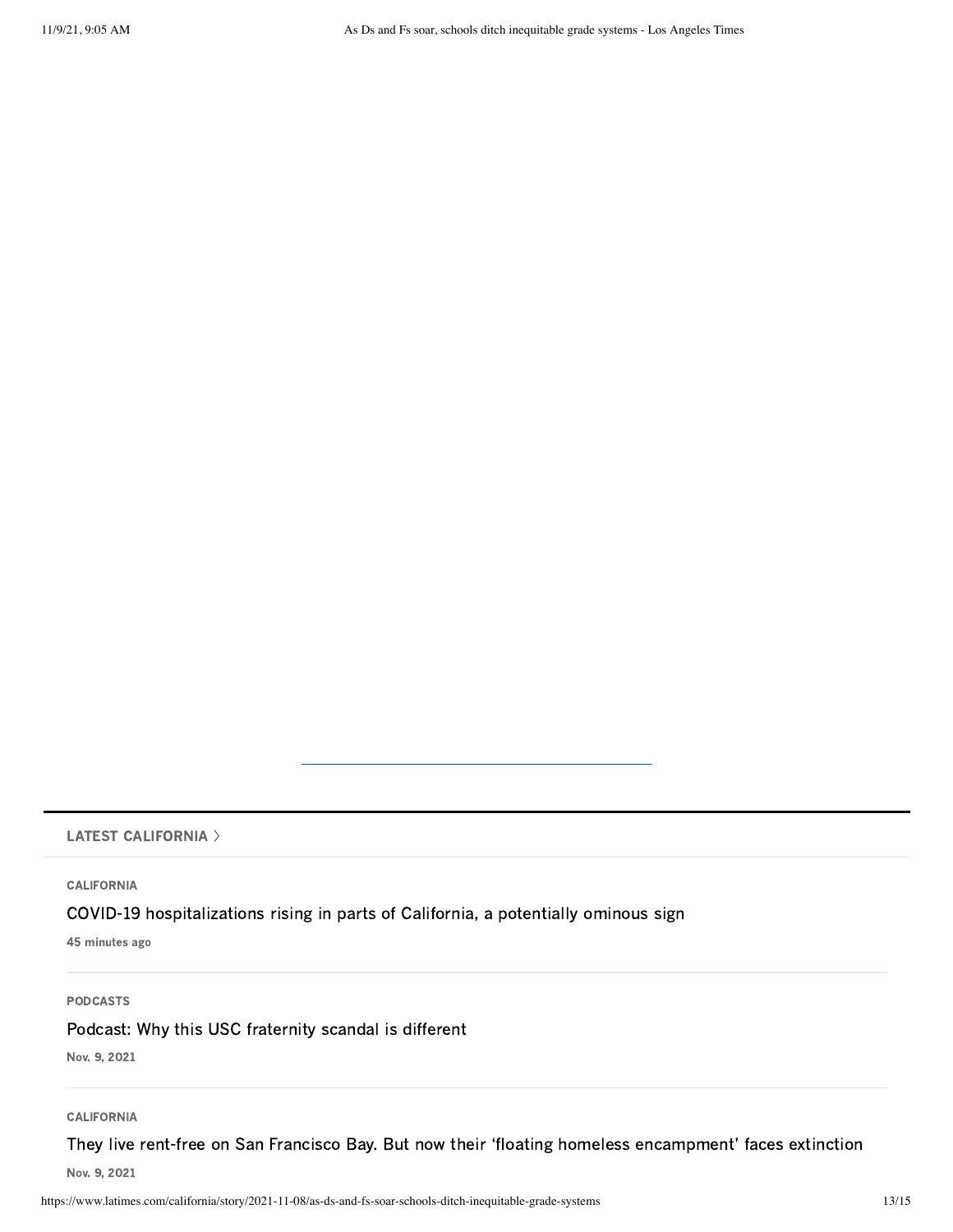## LATEST CALIFORNIA >

CALIFORNIA

COVID-19 hospitalizations rising in parts of California, a potentially ominous sign

45 minutes ago

PODCASTS

Podcast: Why this USC fraternity scandal is different

Nov. 9, 2021

CALIFORNIA

They live rent-free on San Francisco Bay. But now their 'floating homeless encampment' faces extinction

Nov. 9, 2021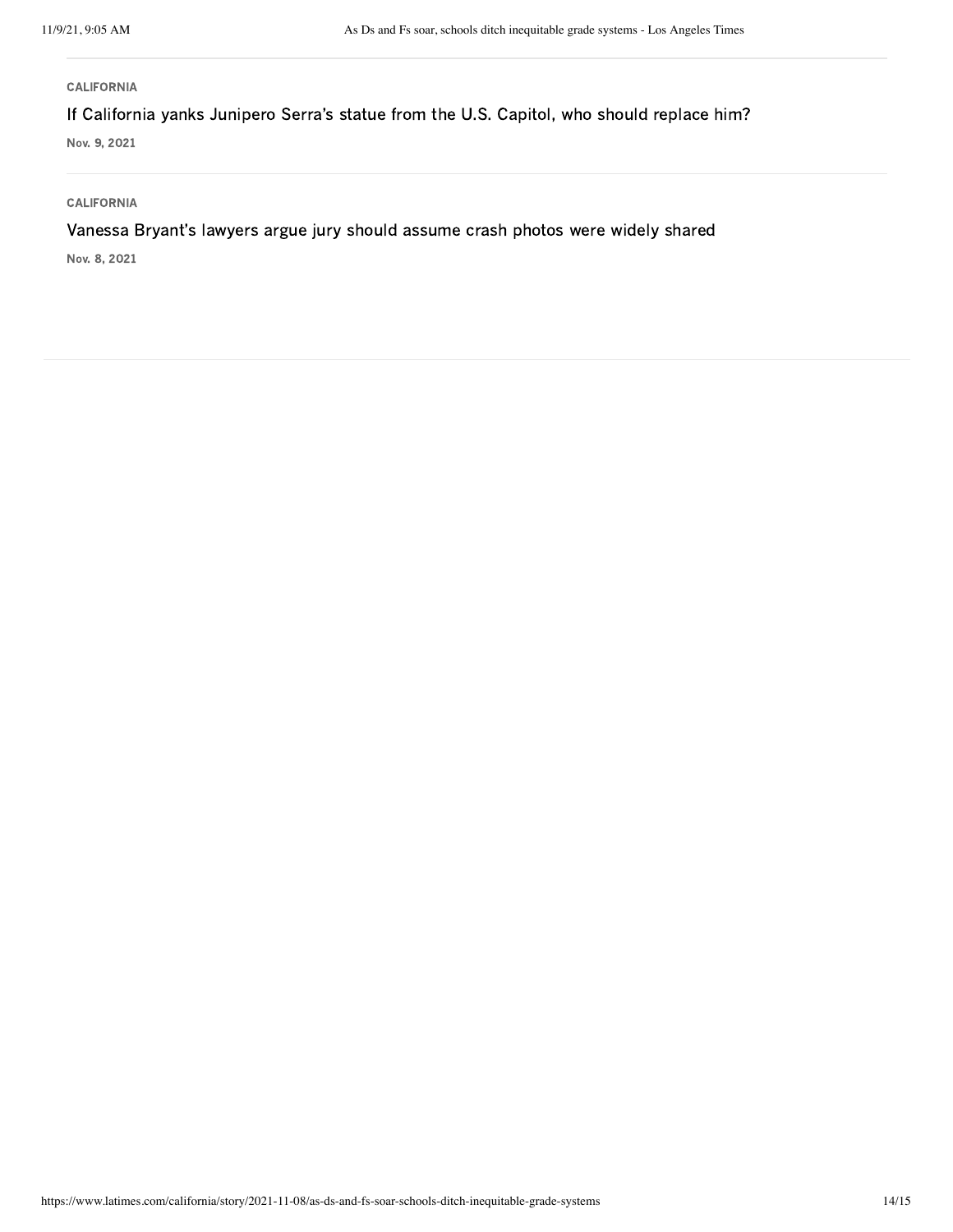CALIFORNIA

If California yanks Junipero Serra's statue from the U.S. Capitol, who should replace him?

Nov. 9, 2021

CALIFORNIA

Vanessa Bryant's lawyers argue jury should assume crash photos were widely shared

Nov. 8, 2021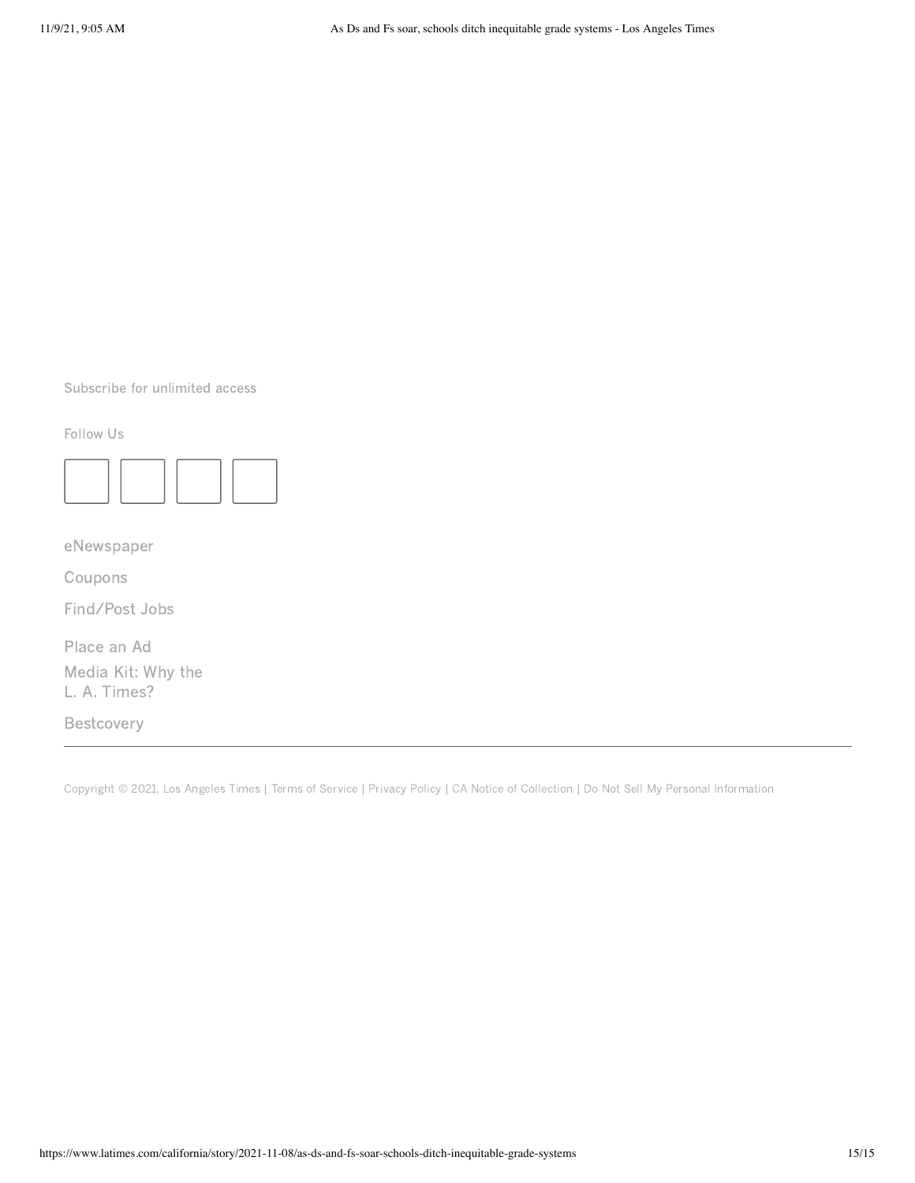Subscribe for unlimited access

Follow Us

eNewspaper

Coupons

Find/Post Jobs

Place an Ad

Media Kit: Why the L. A. Times?

Bestcovery

---

Copyright © 2021, Los Angeles Times | Terms of Service | Privacy Policy | CA Notice of Collection | Do Not Sell My Personal Information